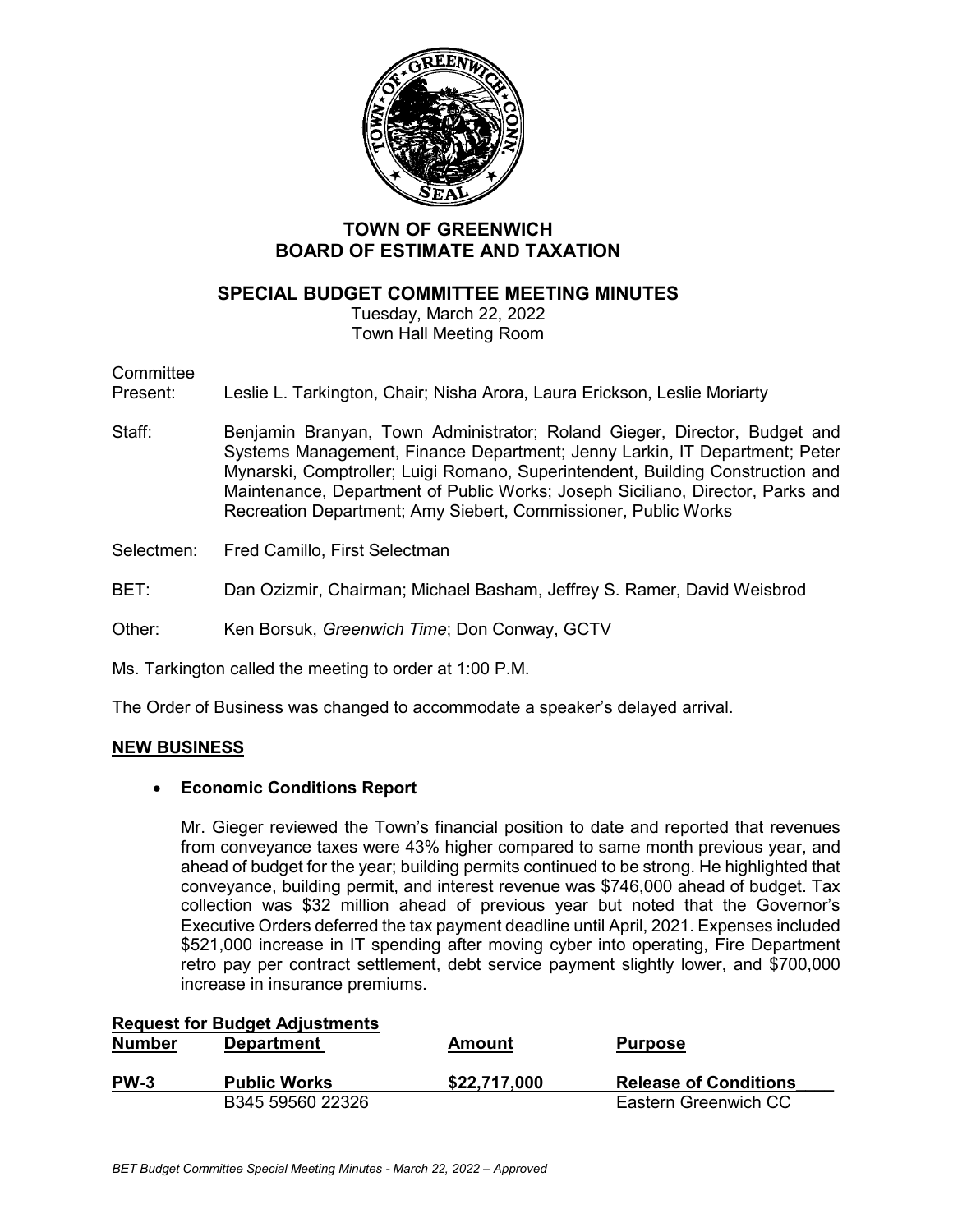# TOWN OF GREENWICH
# BOARD OF ESTIMATE AND TAXATION

## SPECIAL BUDGET COMMITTEE MEETING MINUTES

Tuesday, March 22, 2022
Town Hall Meeting Room

Committee
Present: Leslie L. Tarkington, Chair; Nisha Arora, Laura Erickson, Leslie Moriarty

Staff: Benjamin Branyan, Town Administrator; Roland Gieger, Director, Budget and Systems Management, Finance Department; Jenny Larkin, IT Department; Peter Mynarski, Comptroller; Luigi Romano, Superintendent, Building Construction and Maintenance, Department of Public Works; Joseph Siciliano, Director, Parks and Recreation Department; Amy Siebert, Commissioner, Public Works

Selectmen: Fred Camillo, First Selectman

BET: Dan Ozizmir, Chairman; Michael Basham, Jeffrey S. Ramer, David Weisbrod

Other: Ken Borsuk, *Greenwich Time*; Don Conway, GCTV

Ms. Tarkington called the meeting to order at 1:00 P.M.

The Order of Business was changed to accommodate a speaker's delayed arrival.

**NEW BUSINESS**

- **Economic Conditions Report**

  Mr. Gieger reviewed the Town's financial position to date and reported that revenues from conveyance taxes were 43% higher compared to same month previous year, and ahead of budget for the year; building permits continued to be strong. He highlighted that conveyance, building permit, and interest revenue was $746,000 ahead of budget. Tax collection was $32 million ahead of previous year but noted that the Governor's Executive Orders deferred the tax payment deadline until April, 2021. Expenses included $521,000 increase in IT spending after moving cyber into operating, Fire Department retro pay per contract settlement, debt service payment slightly lower, and $700,000 increase in insurance premiums.

**Request for Budget Adjustments**

| Number | Department | Amount | Purpose |
|---|---|---|---|
| **PW-3** | **Public Works** | **$22,717,000** | **Release of Conditions** |
| | B345 59560 22326 | | Eastern Greenwich CC |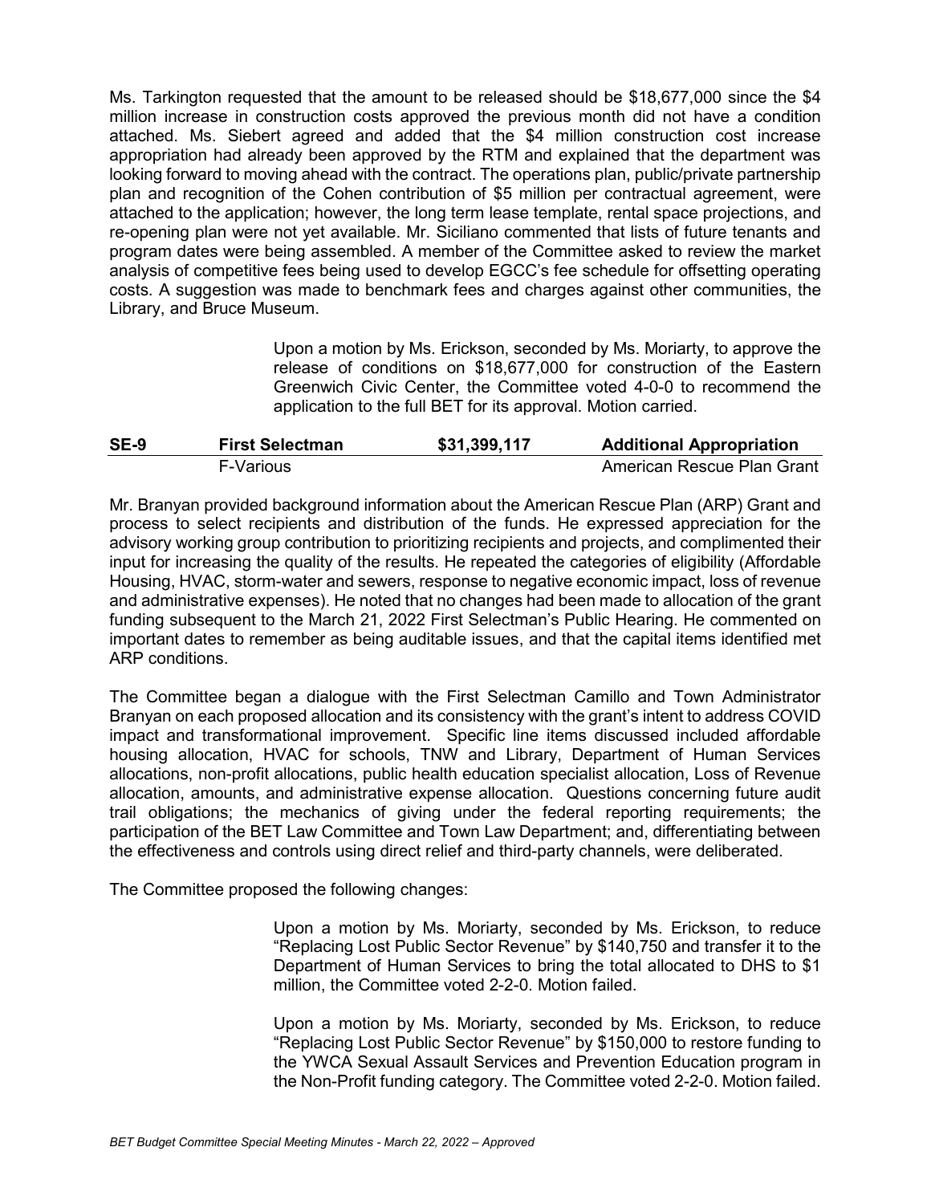Ms. Tarkington requested that the amount to be released should be $18,677,000 since the $4 million increase in construction costs approved the previous month did not have a condition attached. Ms. Siebert agreed and added that the $4 million construction cost increase appropriation had already been approved by the RTM and explained that the department was looking forward to moving ahead with the contract. The operations plan, public/private partnership plan and recognition of the Cohen contribution of $5 million per contractual agreement, were attached to the application; however, the long term lease template, rental space projections, and re-opening plan were not yet available. Mr. Siciliano commented that lists of future tenants and program dates were being assembled. A member of the Committee asked to review the market analysis of competitive fees being used to develop EGCC's fee schedule for offsetting operating costs. A suggestion was made to benchmark fees and charges against other communities, the Library, and Bruce Museum.

> Upon a motion by Ms. Erickson, seconded by Ms. Moriarty, to approve the release of conditions on $18,677,000 for construction of the Eastern Greenwich Civic Center, the Committee voted 4-0-0 to recommend the application to the full BET for its approval. Motion carried.

| **SE-9** | **First Selectman** | **$31,399,117** | **Additional Appropriation** |
|---|---|---|---|
| | F-Various | | American Rescue Plan Grant |

Mr. Branyan provided background information about the American Rescue Plan (ARP) Grant and process to select recipients and distribution of the funds. He expressed appreciation for the advisory working group contribution to prioritizing recipients and projects, and complimented their input for increasing the quality of the results. He repeated the categories of eligibility (Affordable Housing, HVAC, storm-water and sewers, response to negative economic impact, loss of revenue and administrative expenses). He noted that no changes had been made to allocation of the grant funding subsequent to the March 21, 2022 First Selectman's Public Hearing. He commented on important dates to remember as being auditable issues, and that the capital items identified met ARP conditions.

The Committee began a dialogue with the First Selectman Camillo and Town Administrator Branyan on each proposed allocation and its consistency with the grant's intent to address COVID impact and transformational improvement. Specific line items discussed included affordable housing allocation, HVAC for schools, TNW and Library, Department of Human Services allocations, non-profit allocations, public health education specialist allocation, Loss of Revenue allocation, amounts, and administrative expense allocation. Questions concerning future audit trail obligations; the mechanics of giving under the federal reporting requirements; the participation of the BET Law Committee and Town Law Department; and, differentiating between the effectiveness and controls using direct relief and third-party channels, were deliberated.

The Committee proposed the following changes:

> Upon a motion by Ms. Moriarty, seconded by Ms. Erickson, to reduce "Replacing Lost Public Sector Revenue" by $140,750 and transfer it to the Department of Human Services to bring the total allocated to DHS to $1 million, the Committee voted 2-2-0. Motion failed.
>
> Upon a motion by Ms. Moriarty, seconded by Ms. Erickson, to reduce "Replacing Lost Public Sector Revenue" by $150,000 to restore funding to the YWCA Sexual Assault Services and Prevention Education program in the Non-Profit funding category. The Committee voted 2-2-0. Motion failed.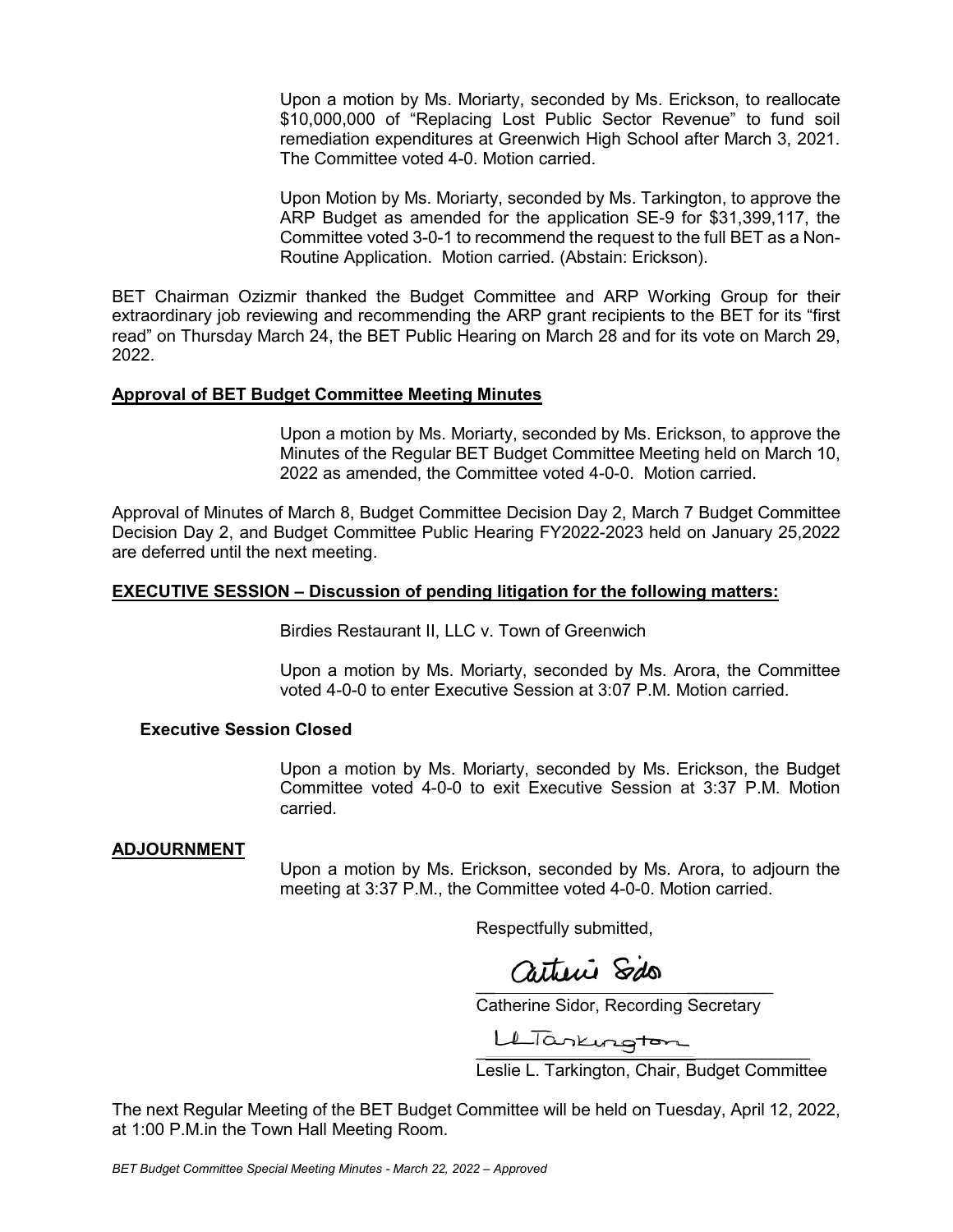Upon a motion by Ms. Moriarty, seconded by Ms. Erickson, to reallocate $10,000,000 of "Replacing Lost Public Sector Revenue" to fund soil remediation expenditures at Greenwich High School after March 3, 2021. The Committee voted 4-0. Motion carried.

Upon Motion by Ms. Moriarty, seconded by Ms. Tarkington, to approve the ARP Budget as amended for the application SE-9 for $31,399,117, the Committee voted 3-0-1 to recommend the request to the full BET as a Non-Routine Application. Motion carried. (Abstain: Erickson).

BET Chairman Ozizmir thanked the Budget Committee and ARP Working Group for their extraordinary job reviewing and recommending the ARP grant recipients to the BET for its "first read" on Thursday March 24, the BET Public Hearing on March 28 and for its vote on March 29, 2022.

**Approval of BET Budget Committee Meeting Minutes**

Upon a motion by Ms. Moriarty, seconded by Ms. Erickson, to approve the Minutes of the Regular BET Budget Committee Meeting held on March 10, 2022 as amended, the Committee voted 4-0-0. Motion carried.

Approval of Minutes of March 8, Budget Committee Decision Day 2, March 7 Budget Committee Decision Day 2, and Budget Committee Public Hearing FY2022-2023 held on January 25,2022 are deferred until the next meeting.

**EXECUTIVE SESSION – Discussion of pending litigation for the following matters:**

Birdies Restaurant II, LLC v. Town of Greenwich

Upon a motion by Ms. Moriarty, seconded by Ms. Arora, the Committee voted 4-0-0 to enter Executive Session at 3:07 P.M. Motion carried.

**Executive Session Closed**

Upon a motion by Ms. Moriarty, seconded by Ms. Erickson, the Budget Committee voted 4-0-0 to exit Executive Session at 3:37 P.M. Motion carried.

**ADJOURNMENT**

Upon a motion by Ms. Erickson, seconded by Ms. Arora, to adjourn the meeting at 3:37 P.M., the Committee voted 4-0-0. Motion carried.

Respectfully submitted,

Catherine Sidor, Recording Secretary

Leslie L. Tarkington, Chair, Budget Committee

The next Regular Meeting of the BET Budget Committee will be held on Tuesday, April 12, 2022, at 1:00 P.M.in the Town Hall Meeting Room.

*BET Budget Committee Special Meeting Minutes - March 22, 2022 – Approved*